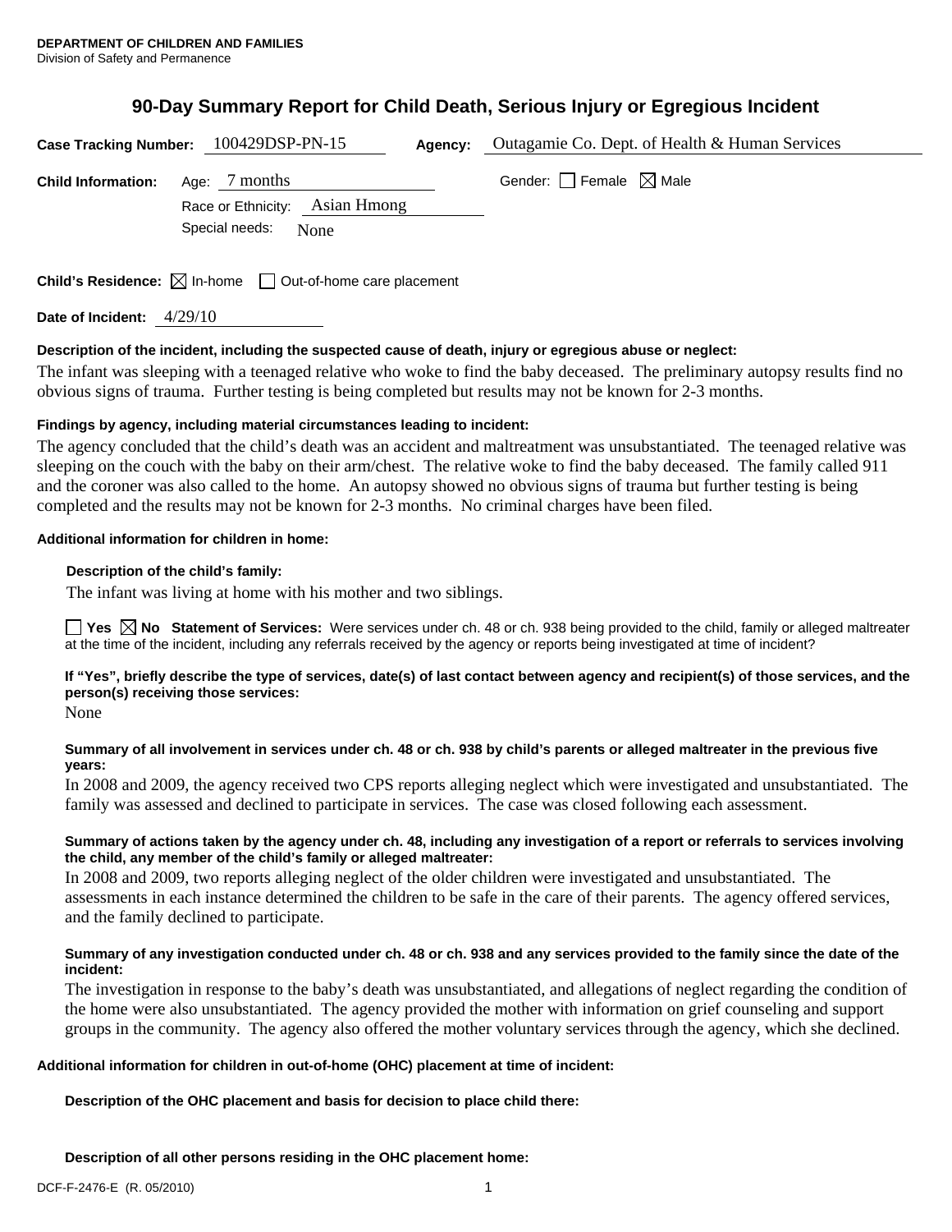**DEPARTMENT OF CHILDREN AND FAMILIES**
Division of Safety and Permanence

# 90-Day Summary Report for Child Death, Serious Injury or Egregious Incident

**Case Tracking Number:** 100429DSP-PN-15 **Agency:** Outagamie Co. Dept. of Health & Human Services

**Child Information:** Age: 7 months Gender: ☐ Female ☒ Male

Race or Ethnicity: Asian Hmong

Special needs: None

**Child's Residence:** ☒ In-home ☐ Out-of-home care placement

**Date of Incident:** 4/29/10

**Description of the incident, including the suspected cause of death, injury or egregious abuse or neglect:**

The infant was sleeping with a teenaged relative who woke to find the baby deceased. The preliminary autopsy results find no obvious signs of trauma. Further testing is being completed but results may not be known for 2-3 months.

**Findings by agency, including material circumstances leading to incident:**

The agency concluded that the child's death was an accident and maltreatment was unsubstantiated. The teenaged relative was sleeping on the couch with the baby on their arm/chest. The relative woke to find the baby deceased. The family called 911 and the coroner was also called to the home. An autopsy showed no obvious signs of trauma but further testing is being completed and the results may not be known for 2-3 months. No criminal charges have been filed.

**Additional information for children in home:**

**Description of the child's family:**

The infant was living at home with his mother and two siblings.

☐ **Yes** ☒ **No Statement of Services:** Were services under ch. 48 or ch. 938 being provided to the child, family or alleged maltreater at the time of the incident, including any referrals received by the agency or reports being investigated at time of incident?

**If "Yes", briefly describe the type of services, date(s) of last contact between agency and recipient(s) of those services, and the person(s) receiving those services:**

None

**Summary of all involvement in services under ch. 48 or ch. 938 by child's parents or alleged maltreater in the previous five years:**

In 2008 and 2009, the agency received two CPS reports alleging neglect which were investigated and unsubstantiated. The family was assessed and declined to participate in services. The case was closed following each assessment.

**Summary of actions taken by the agency under ch. 48, including any investigation of a report or referrals to services involving the child, any member of the child's family or alleged maltreater:**

In 2008 and 2009, two reports alleging neglect of the older children were investigated and unsubstantiated. The assessments in each instance determined the children to be safe in the care of their parents. The agency offered services, and the family declined to participate.

**Summary of any investigation conducted under ch. 48 or ch. 938 and any services provided to the family since the date of the incident:**

The investigation in response to the baby's death was unsubstantiated, and allegations of neglect regarding the condition of the home were also unsubstantiated. The agency provided the mother with information on grief counseling and support groups in the community. The agency also offered the mother voluntary services through the agency, which she declined.

**Additional information for children in out-of-home (OHC) placement at time of incident:**

**Description of the OHC placement and basis for decision to place child there:**

**Description of all other persons residing in the OHC placement home:**

DCF-F-2476-E (R. 05/2010)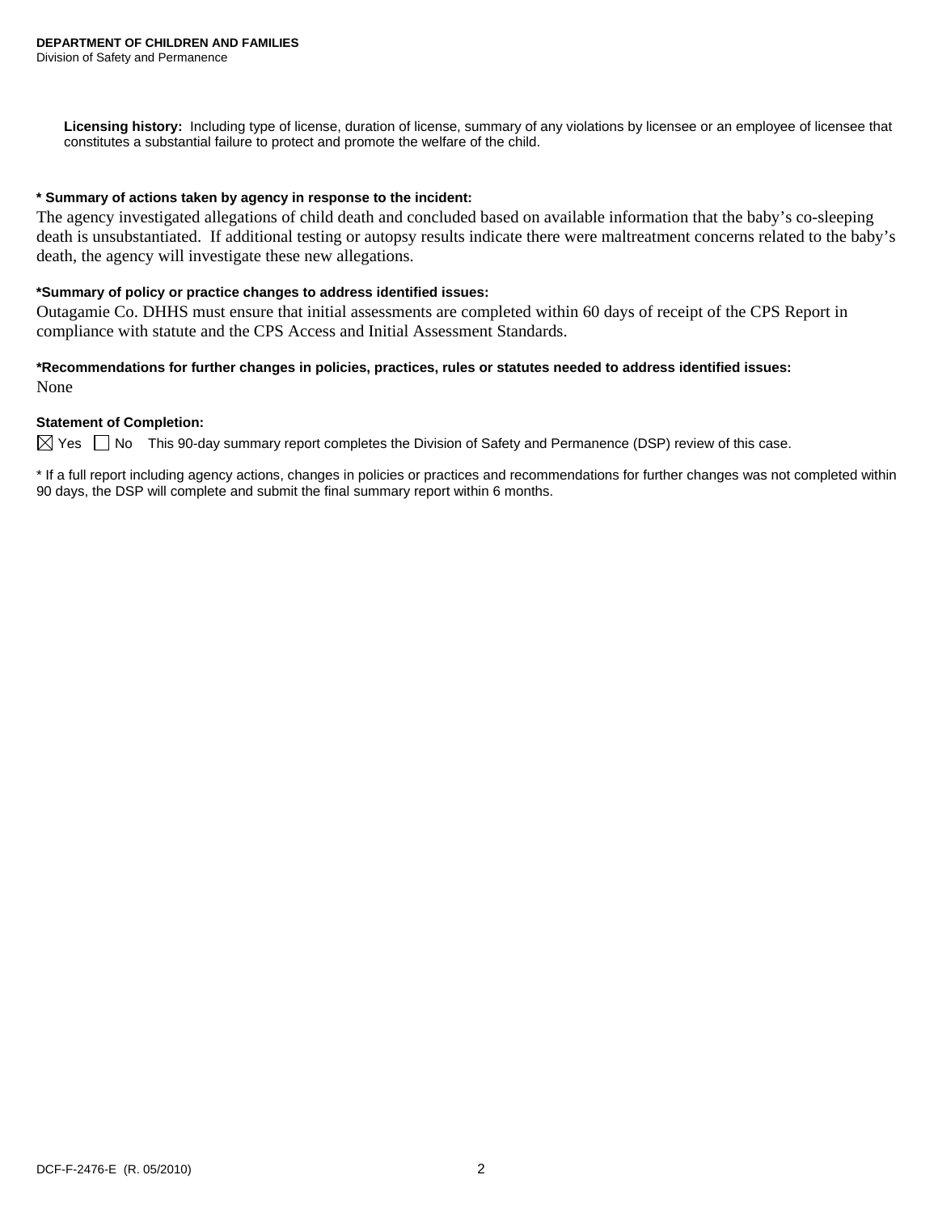**Licensing history:** Including type of license, duration of license, summary of any violations by licensee or an employee of licensee that constitutes a substantial failure to protect and promote the welfare of the child.

**\* Summary of actions taken by agency in response to the incident:**

The agency investigated allegations of child death and concluded based on available information that the baby's co-sleeping death is unsubstantiated. If additional testing or autopsy results indicate there were maltreatment concerns related to the baby's death, the agency will investigate these new allegations.

**\*Summary of policy or practice changes to address identified issues:**

Outagamie Co. DHHS must ensure that initial assessments are completed within 60 days of receipt of the CPS Report in compliance with statute and the CPS Access and Initial Assessment Standards.

**\*Recommendations for further changes in policies, practices, rules or statutes needed to address identified issues:**

None

**Statement of Completion:**

☒ Yes ☐ No This 90-day summary report completes the Division of Safety and Permanence (DSP) review of this case.

\* If a full report including agency actions, changes in policies or practices and recommendations for further changes was not completed within 90 days, the DSP will complete and submit the final summary report within 6 months.